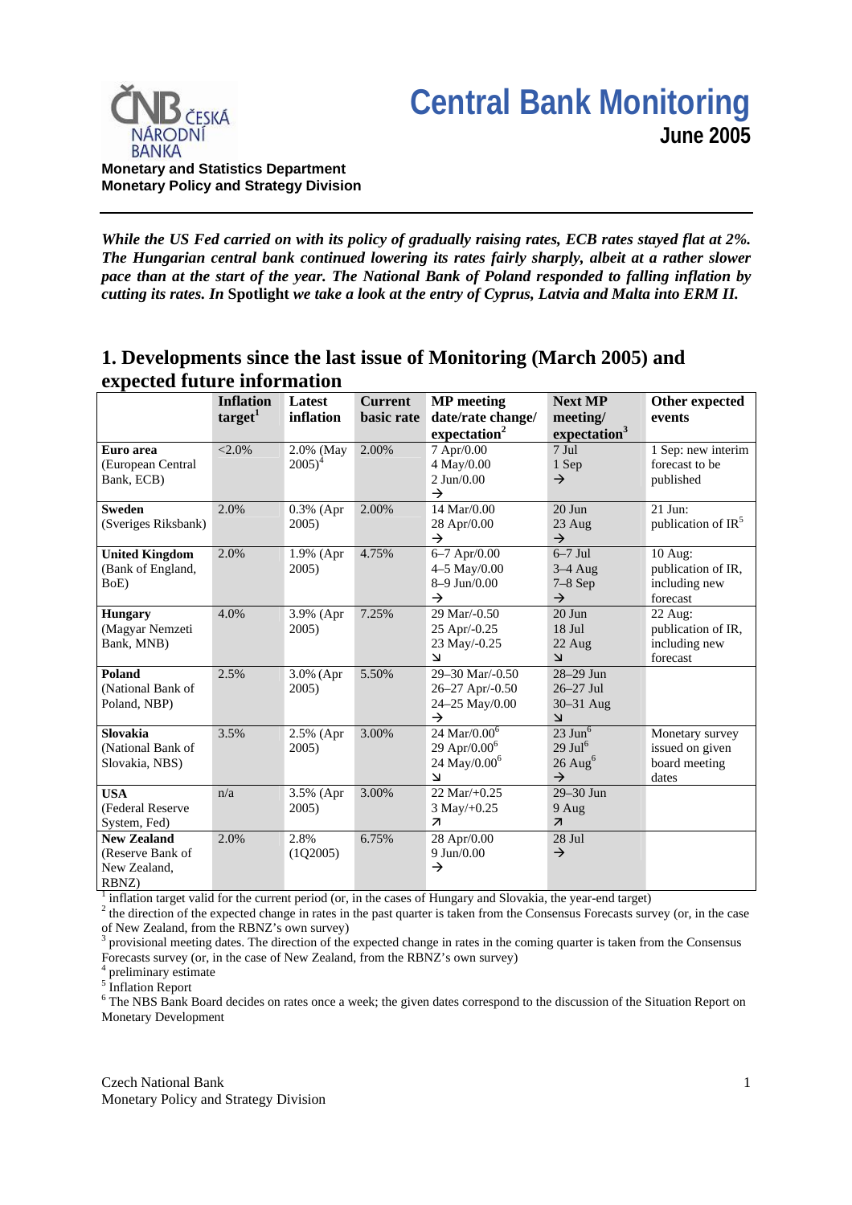**Monetary and Statistics Department**
**Monetary Policy and Strategy Division**

# Central Bank Monitoring
## June 2005

***While the US Fed carried on with its policy of gradually raising rates, ECB rates stayed flat at 2%. The Hungarian central bank continued lowering its rates fairly sharply, albeit at a rather slower pace than at the start of the year. The National Bank of Poland responded to falling inflation by cutting its rates. In* Spotlight *we take a look at the entry of Cyprus, Latvia and Malta into ERM II.***

## 1. Developments since the last issue of Monitoring (March 2005) and expected future information

| | Inflation target[1] | Latest inflation | Current basic rate | MP meeting date/rate change/ expectation[2] | Next MP meeting/ expectation[3] | Other expected events |
|---|---|---|---|---|---|---|
| **Euro area** (European Central Bank, ECB) | <2.0% | 2.0% (May 2005)[4] | 2.00% | 7 Apr/0.00<br>4 May/0.00<br>2 Jun/0.00<br>→ | 7 Jul<br>1 Sep<br>→ | 1 Sep: new interim forecast to be published |
| **Sweden** (Sveriges Riksbank) | 2.0% | 0.3% (Apr 2005) | 2.00% | 14 Mar/0.00<br>28 Apr/0.00<br>→ | 20 Jun<br>23 Aug<br>→ | 21 Jun: publication of IR[5] |
| **United Kingdom** (Bank of England, BoE) | 2.0% | 1.9% (Apr 2005) | 4.75% | 6–7 Apr/0.00<br>4–5 May/0.00<br>8–9 Jun/0.00<br>→ | 6–7 Jul<br>3–4 Aug<br>7–8 Sep<br>→ | 10 Aug: publication of IR, including new forecast |
| **Hungary** (Magyar Nemzeti Bank, MNB) | 4.0% | 3.9% (Apr 2005) | 7.25% | 29 Mar/-0.50<br>25 Apr/-0.25<br>23 May/-0.25<br>↘ | 20 Jun<br>18 Jul<br>22 Aug<br>↘ | 22 Aug: publication of IR, including new forecast |
| **Poland** (National Bank of Poland, NBP) | 2.5% | 3.0% (Apr 2005) | 5.50% | 29–30 Mar/-0.50<br>26–27 Apr/-0.50<br>24–25 May/0.00<br>→ | 28–29 Jun<br>26–27 Jul<br>30–31 Aug<br>↘ | |
| **Slovakia** (National Bank of Slovakia, NBS) | 3.5% | 2.5% (Apr 2005) | 3.00% | 24 Mar/0.00[6]<br>29 Apr/0.00[6]<br>24 May/0.00[6]<br>↘ | 23 Jun[6]<br>29 Jul[6]<br>26 Aug[6]<br>→ | Monetary survey issued on given board meeting dates |
| **USA** (Federal Reserve System, Fed) | n/a | 3.5% (Apr 2005) | 3.00% | 22 Mar/+0.25<br>3 May/+0.25<br>↗ | 29–30 Jun<br>9 Aug<br>↗ | |
| **New Zealand** (Reserve Bank of New Zealand, RBNZ) | 2.0% | 2.8% (1Q2005) | 6.75% | 28 Apr/0.00<br>9 Jun/0.00<br>→ | 28 Jul<br>→ | |

[1] inflation target valid for the current period (or, in the cases of Hungary and Slovakia, the year-end target)
[2] the direction of the expected change in rates in the past quarter is taken from the Consensus Forecasts survey (or, in the case of New Zealand, from the RBNZ's own survey)
[3] provisional meeting dates. The direction of the expected change in rates in the coming quarter is taken from the Consensus Forecasts survey (or, in the case of New Zealand, from the RBNZ's own survey)
[4] preliminary estimate
[5] Inflation Report
[6] The NBS Bank Board decides on rates once a week; the given dates correspond to the discussion of the Situation Report on Monetary Development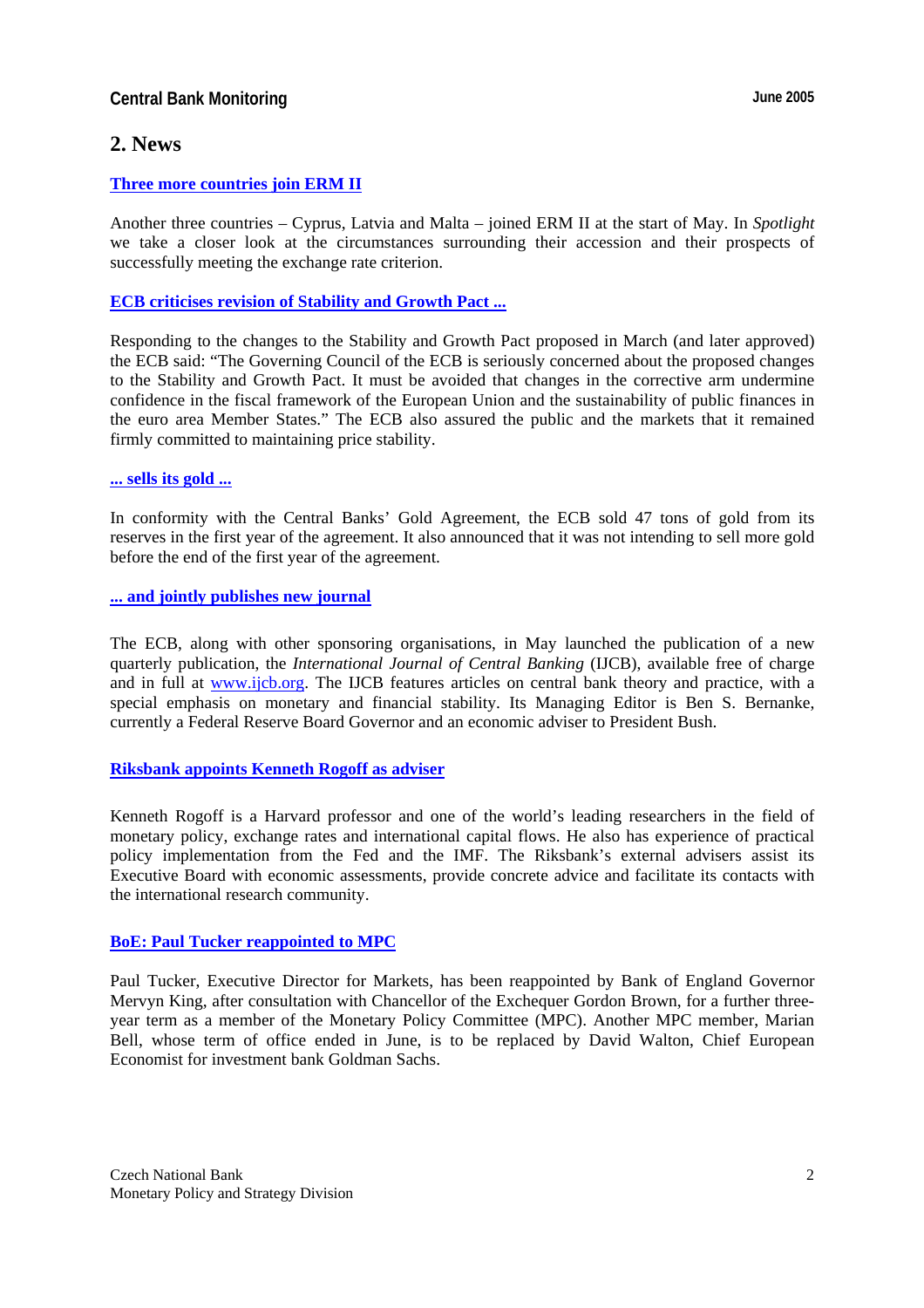## 2. News

**Three more countries join ERM II**

Another three countries – Cyprus, Latvia and Malta – joined ERM II at the start of May. In *Spotlight* we take a closer look at the circumstances surrounding their accession and their prospects of successfully meeting the exchange rate criterion.

**ECB criticises revision of Stability and Growth Pact ...**

Responding to the changes to the Stability and Growth Pact proposed in March (and later approved) the ECB said: "The Governing Council of the ECB is seriously concerned about the proposed changes to the Stability and Growth Pact. It must be avoided that changes in the corrective arm undermine confidence in the fiscal framework of the European Union and the sustainability of public finances in the euro area Member States." The ECB also assured the public and the markets that it remained firmly committed to maintaining price stability.

**... sells its gold ...**

In conformity with the Central Banks' Gold Agreement, the ECB sold 47 tons of gold from its reserves in the first year of the agreement. It also announced that it was not intending to sell more gold before the end of the first year of the agreement.

**... and jointly publishes new journal**

The ECB, along with other sponsoring organisations, in May launched the publication of a new quarterly publication, the *International Journal of Central Banking* (IJCB), available free of charge and in full at www.ijcb.org. The IJCB features articles on central bank theory and practice, with a special emphasis on monetary and financial stability. Its Managing Editor is Ben S. Bernanke, currently a Federal Reserve Board Governor and an economic adviser to President Bush.

**Riksbank appoints Kenneth Rogoff as adviser**

Kenneth Rogoff is a Harvard professor and one of the world's leading researchers in the field of monetary policy, exchange rates and international capital flows. He also has experience of practical policy implementation from the Fed and the IMF. The Riksbank's external advisers assist its Executive Board with economic assessments, provide concrete advice and facilitate its contacts with the international research community.

**BoE: Paul Tucker reappointed to MPC**

Paul Tucker, Executive Director for Markets, has been reappointed by Bank of England Governor Mervyn King, after consultation with Chancellor of the Exchequer Gordon Brown, for a further three-year term as a member of the Monetary Policy Committee (MPC). Another MPC member, Marian Bell, whose term of office ended in June, is to be replaced by David Walton, Chief European Economist for investment bank Goldman Sachs.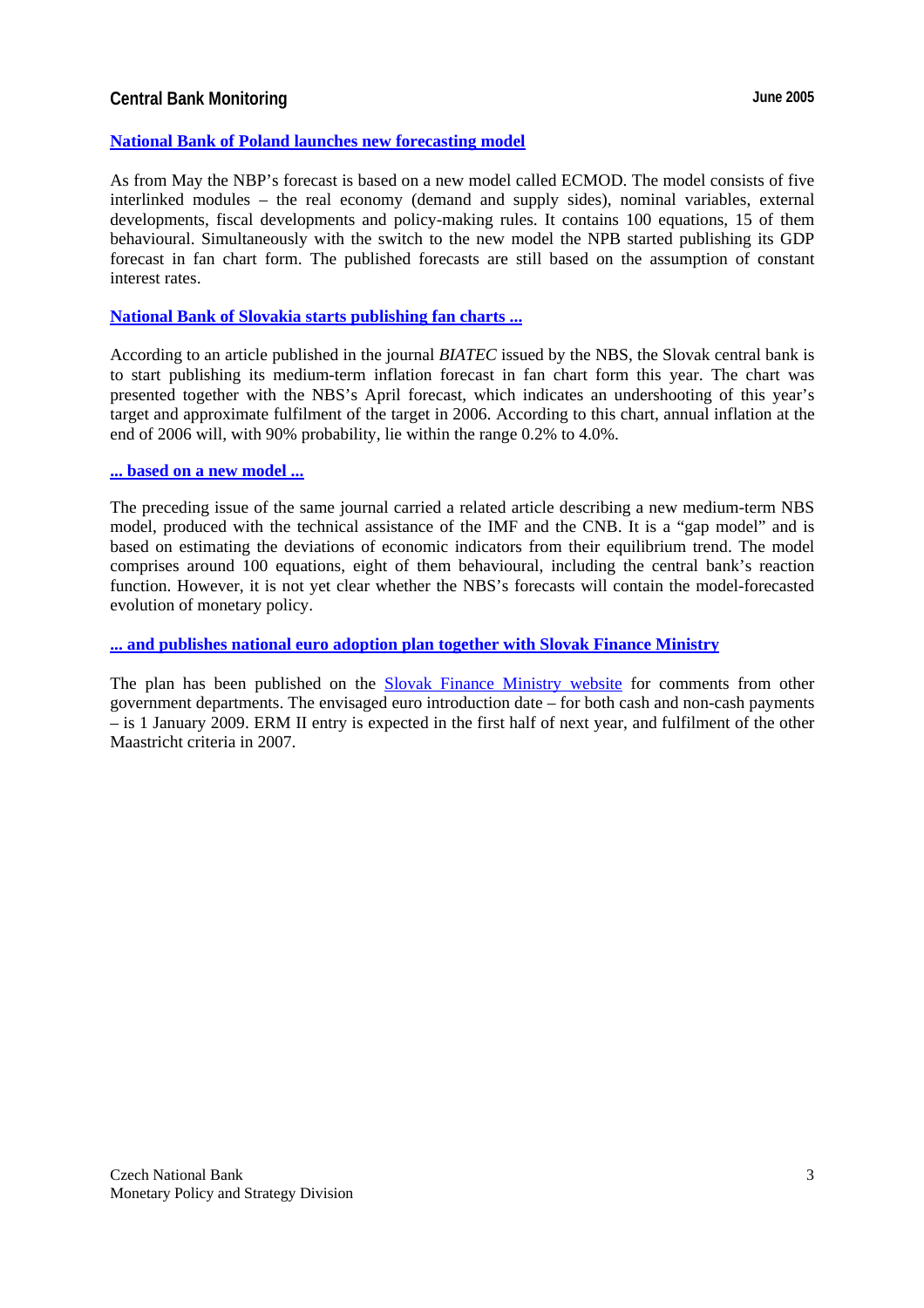**National Bank of Poland launches new forecasting model**

As from May the NBP's forecast is based on a new model called ECMOD. The model consists of five interlinked modules – the real economy (demand and supply sides), nominal variables, external developments, fiscal developments and policy-making rules. It contains 100 equations, 15 of them behavioural. Simultaneously with the switch to the new model the NPB started publishing its GDP forecast in fan chart form. The published forecasts are still based on the assumption of constant interest rates.

**National Bank of Slovakia starts publishing fan charts ...**

According to an article published in the journal *BIATEC* issued by the NBS, the Slovak central bank is to start publishing its medium-term inflation forecast in fan chart form this year. The chart was presented together with the NBS's April forecast, which indicates an undershooting of this year's target and approximate fulfilment of the target in 2006. According to this chart, annual inflation at the end of 2006 will, with 90% probability, lie within the range 0.2% to 4.0%.

**... based on a new model ...**

The preceding issue of the same journal carried a related article describing a new medium-term NBS model, produced with the technical assistance of the IMF and the CNB. It is a "gap model" and is based on estimating the deviations of economic indicators from their equilibrium trend. The model comprises around 100 equations, eight of them behavioural, including the central bank's reaction function. However, it is not yet clear whether the NBS's forecasts will contain the model-forecasted evolution of monetary policy.

**... and publishes national euro adoption plan together with Slovak Finance Ministry**

The plan has been published on the Slovak Finance Ministry website for comments from other government departments. The envisaged euro introduction date – for both cash and non-cash payments – is 1 January 2009. ERM II entry is expected in the first half of next year, and fulfilment of the other Maastricht criteria in 2007.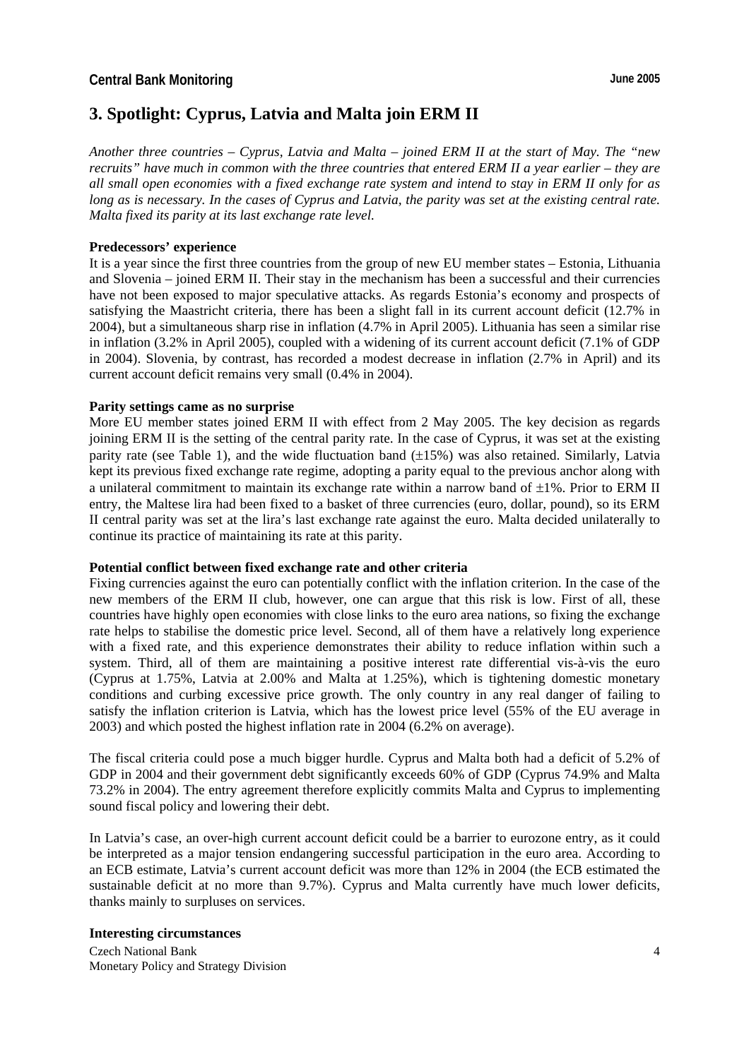## 3. Spotlight: Cyprus, Latvia and Malta join ERM II

*Another three countries – Cyprus, Latvia and Malta – joined ERM II at the start of May. The "new recruits" have much in common with the three countries that entered ERM II a year earlier – they are all small open economies with a fixed exchange rate system and intend to stay in ERM II only for as long as is necessary. In the cases of Cyprus and Latvia, the parity was set at the existing central rate. Malta fixed its parity at its last exchange rate level.*

**Predecessors' experience**

It is a year since the first three countries from the group of new EU member states – Estonia, Lithuania and Slovenia – joined ERM II. Their stay in the mechanism has been a successful and their currencies have not been exposed to major speculative attacks. As regards Estonia's economy and prospects of satisfying the Maastricht criteria, there has been a slight fall in its current account deficit (12.7% in 2004), but a simultaneous sharp rise in inflation (4.7% in April 2005). Lithuania has seen a similar rise in inflation (3.2% in April 2005), coupled with a widening of its current account deficit (7.1% of GDP in 2004). Slovenia, by contrast, has recorded a modest decrease in inflation (2.7% in April) and its current account deficit remains very small (0.4% in 2004).

**Parity settings came as no surprise**

More EU member states joined ERM II with effect from 2 May 2005. The key decision as regards joining ERM II is the setting of the central parity rate. In the case of Cyprus, it was set at the existing parity rate (see Table 1), and the wide fluctuation band (±15%) was also retained. Similarly, Latvia kept its previous fixed exchange rate regime, adopting a parity equal to the previous anchor along with a unilateral commitment to maintain its exchange rate within a narrow band of ±1%. Prior to ERM II entry, the Maltese lira had been fixed to a basket of three currencies (euro, dollar, pound), so its ERM II central parity was set at the lira's last exchange rate against the euro. Malta decided unilaterally to continue its practice of maintaining its rate at this parity.

**Potential conflict between fixed exchange rate and other criteria**

Fixing currencies against the euro can potentially conflict with the inflation criterion. In the case of the new members of the ERM II club, however, one can argue that this risk is low. First of all, these countries have highly open economies with close links to the euro area nations, so fixing the exchange rate helps to stabilise the domestic price level. Second, all of them have a relatively long experience with a fixed rate, and this experience demonstrates their ability to reduce inflation within such a system. Third, all of them are maintaining a positive interest rate differential vis-à-vis the euro (Cyprus at 1.75%, Latvia at 2.00% and Malta at 1.25%), which is tightening domestic monetary conditions and curbing excessive price growth. The only country in any real danger of failing to satisfy the inflation criterion is Latvia, which has the lowest price level (55% of the EU average in 2003) and which posted the highest inflation rate in 2004 (6.2% on average).

The fiscal criteria could pose a much bigger hurdle. Cyprus and Malta both had a deficit of 5.2% of GDP in 2004 and their government debt significantly exceeds 60% of GDP (Cyprus 74.9% and Malta 73.2% in 2004). The entry agreement therefore explicitly commits Malta and Cyprus to implementing sound fiscal policy and lowering their debt.

In Latvia's case, an over-high current account deficit could be a barrier to eurozone entry, as it could be interpreted as a major tension endangering successful participation in the euro area. According to an ECB estimate, Latvia's current account deficit was more than 12% in 2004 (the ECB estimated the sustainable deficit at no more than 9.7%). Cyprus and Malta currently have much lower deficits, thanks mainly to surpluses on services.

**Interesting circumstances**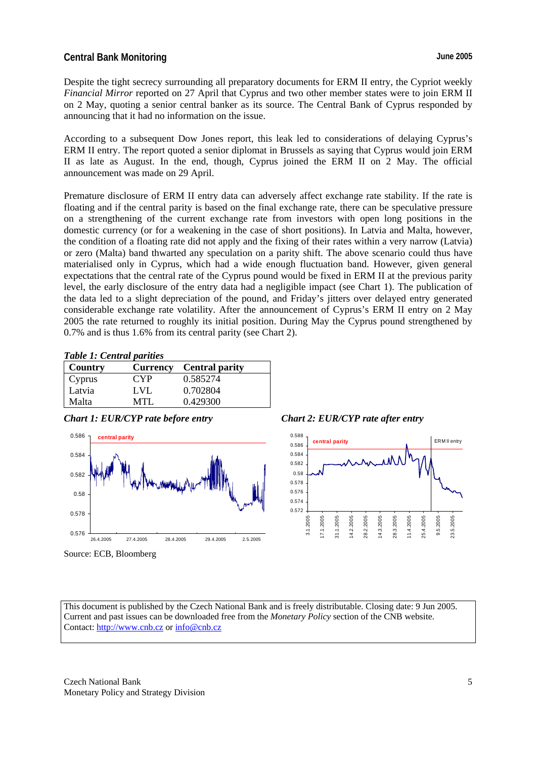Despite the tight secrecy surrounding all preparatory documents for ERM II entry, the Cypriot weekly *Financial Mirror* reported on 27 April that Cyprus and two other member states were to join ERM II on 2 May, quoting a senior central banker as its source. The Central Bank of Cyprus responded by announcing that it had no information on the issue.

According to a subsequent Dow Jones report, this leak led to considerations of delaying Cyprus's ERM II entry. The report quoted a senior diplomat in Brussels as saying that Cyprus would join ERM II as late as August. In the end, though, Cyprus joined the ERM II on 2 May. The official announcement was made on 29 April.

Premature disclosure of ERM II entry data can adversely affect exchange rate stability. If the rate is floating and if the central parity is based on the final exchange rate, there can be speculative pressure on a strengthening of the current exchange rate from investors with open long positions in the domestic currency (or for a weakening in the case of short positions). In Latvia and Malta, however, the condition of a floating rate did not apply and the fixing of their rates within a very narrow (Latvia) or zero (Malta) band thwarted any speculation on a parity shift. The above scenario could thus have materialised only in Cyprus, which had a wide enough fluctuation band. However, given general expectations that the central rate of the Cyprus pound would be fixed in ERM II at the previous parity level, the early disclosure of the entry data had a negligible impact (see Chart 1). The publication of the data led to a slight depreciation of the pound, and Friday's jitters over delayed entry generated considerable exchange rate volatility. After the announcement of Cyprus's ERM II entry on 2 May 2005 the rate returned to roughly its initial position. During May the Cyprus pound strengthened by 0.7% and is thus 1.6% from its central parity (see Chart 2).

***Table 1: Central parities***

| Country | Currency | Central parity |
|---|---|---|
| Cyprus | CYP | 0.585274 |
| Latvia | LVL | 0.702804 |
| Malta | MTL | 0.429300 |

***Chart 1: EUR/CYP rate before entry***

central parity

0.586
0.584
0.582
0.58
0.578
0.576

26.4.2005
27.4.2005
28.4.2005
29.4.2005
2.5.2005

***Chart 2: EUR/CYP rate after entry***

central parity
ERM II entry

0.588
0.586
0.584
0.582
0.58
0.578
0.576
0.574
0.572

3.1.2005
17.1.2005
31.1.2005
14.2.2005
28.2.2005
14.3.2005
28.3.2005
11.4.2005
25.4.2005
9.5.2005
23.5.2005

Source: ECB, Bloomberg

This document is published by the Czech National Bank and is freely distributable. Closing date: 9 Jun 2005. Current and past issues can be downloaded free from the *Monetary Policy* section of the CNB website. Contact: http://www.cnb.cz or info@cnb.cz